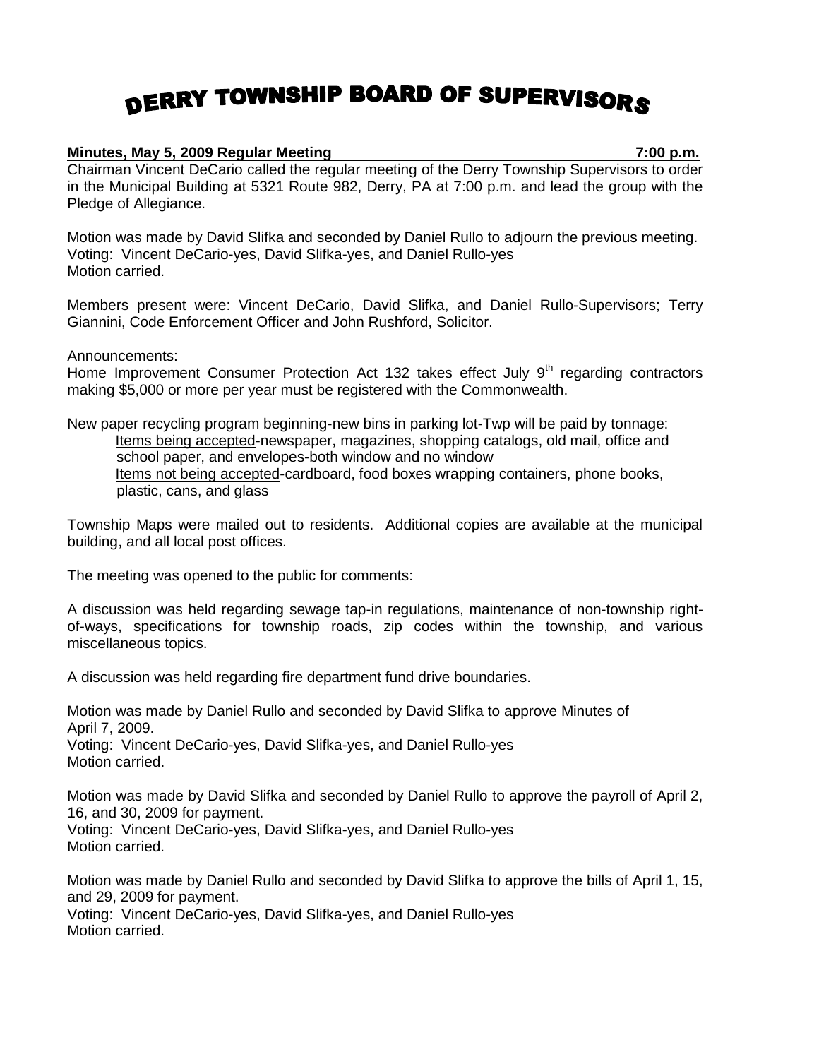# DERRY TOWNSHIP BOARD OF SUPERVISORS

**Minutes, May 5, 2009 Regular Meeting 7:00 p.m.**

Chairman Vincent DeCario called the regular meeting of the Derry Township Supervisors to order in the Municipal Building at 5321 Route 982, Derry, PA at 7:00 p.m. and lead the group with the Pledge of Allegiance.

Motion was made by David Slifka and seconded by Daniel Rullo to adjourn the previous meeting.
Voting: Vincent DeCario-yes, David Slifka-yes, and Daniel Rullo-yes
Motion carried.

Members present were: Vincent DeCario, David Slifka, and Daniel Rullo-Supervisors; Terry Giannini, Code Enforcement Officer and John Rushford, Solicitor.

Announcements:
Home Improvement Consumer Protection Act 132 takes effect July 9th regarding contractors making $5,000 or more per year must be registered with the Commonwealth.

New paper recycling program beginning-new bins in parking lot-Twp will be paid by tonnage:
- Items being accepted-newspaper, magazines, shopping catalogs, old mail, office and school paper, and envelopes-both window and no window
- Items not being accepted-cardboard, food boxes wrapping containers, phone books, plastic, cans, and glass

Township Maps were mailed out to residents. Additional copies are available at the municipal building, and all local post offices.

The meeting was opened to the public for comments:

A discussion was held regarding sewage tap-in regulations, maintenance of non-township right-of-ways, specifications for township roads, zip codes within the township, and various miscellaneous topics.

A discussion was held regarding fire department fund drive boundaries.

Motion was made by Daniel Rullo and seconded by David Slifka to approve Minutes of April 7, 2009.
Voting: Vincent DeCario-yes, David Slifka-yes, and Daniel Rullo-yes
Motion carried.

Motion was made by David Slifka and seconded by Daniel Rullo to approve the payroll of April 2, 16, and 30, 2009 for payment.
Voting: Vincent DeCario-yes, David Slifka-yes, and Daniel Rullo-yes
Motion carried.

Motion was made by Daniel Rullo and seconded by David Slifka to approve the bills of April 1, 15, and 29, 2009 for payment.
Voting: Vincent DeCario-yes, David Slifka-yes, and Daniel Rullo-yes
Motion carried.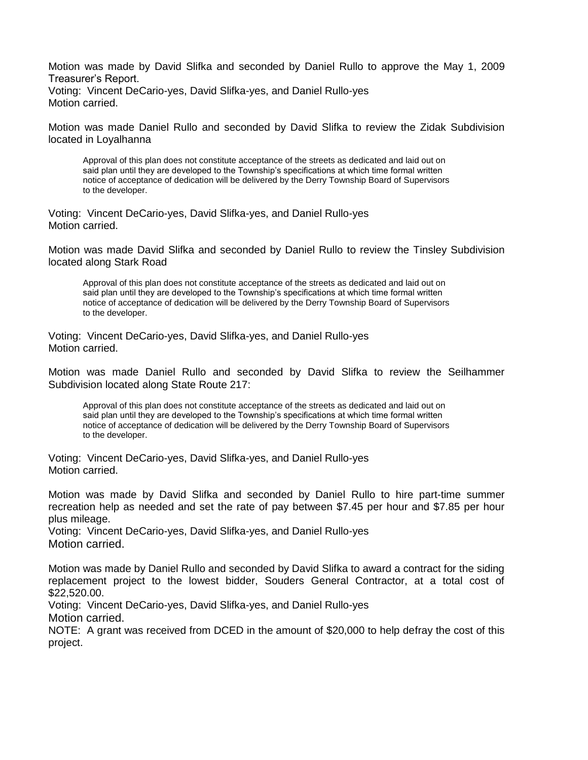Motion was made by David Slifka and seconded by Daniel Rullo to approve the May 1, 2009 Treasurer's Report.
Voting: Vincent DeCario-yes, David Slifka-yes, and Daniel Rullo-yes
Motion carried.

Motion was made Daniel Rullo and seconded by David Slifka to review the Zidak Subdivision located in Loyalhanna

> Approval of this plan does not constitute acceptance of the streets as dedicated and laid out on said plan until they are developed to the Township's specifications at which time formal written notice of acceptance of dedication will be delivered by the Derry Township Board of Supervisors to the developer.

Voting: Vincent DeCario-yes, David Slifka-yes, and Daniel Rullo-yes
Motion carried.

Motion was made David Slifka and seconded by Daniel Rullo to review the Tinsley Subdivision located along Stark Road

> Approval of this plan does not constitute acceptance of the streets as dedicated and laid out on said plan until they are developed to the Township's specifications at which time formal written notice of acceptance of dedication will be delivered by the Derry Township Board of Supervisors to the developer.

Voting: Vincent DeCario-yes, David Slifka-yes, and Daniel Rullo-yes
Motion carried.

Motion was made Daniel Rullo and seconded by David Slifka to review the Seilhammer Subdivision located along State Route 217:

> Approval of this plan does not constitute acceptance of the streets as dedicated and laid out on said plan until they are developed to the Township's specifications at which time formal written notice of acceptance of dedication will be delivered by the Derry Township Board of Supervisors to the developer.

Voting: Vincent DeCario-yes, David Slifka-yes, and Daniel Rullo-yes
Motion carried.

Motion was made by David Slifka and seconded by Daniel Rullo to hire part-time summer recreation help as needed and set the rate of pay between $7.45 per hour and $7.85 per hour plus mileage.
Voting: Vincent DeCario-yes, David Slifka-yes, and Daniel Rullo-yes
Motion carried.

Motion was made by Daniel Rullo and seconded by David Slifka to award a contract for the siding replacement project to the lowest bidder, Souders General Contractor, at a total cost of $22,520.00.
Voting: Vincent DeCario-yes, David Slifka-yes, and Daniel Rullo-yes
Motion carried.
NOTE: A grant was received from DCED in the amount of $20,000 to help defray the cost of this project.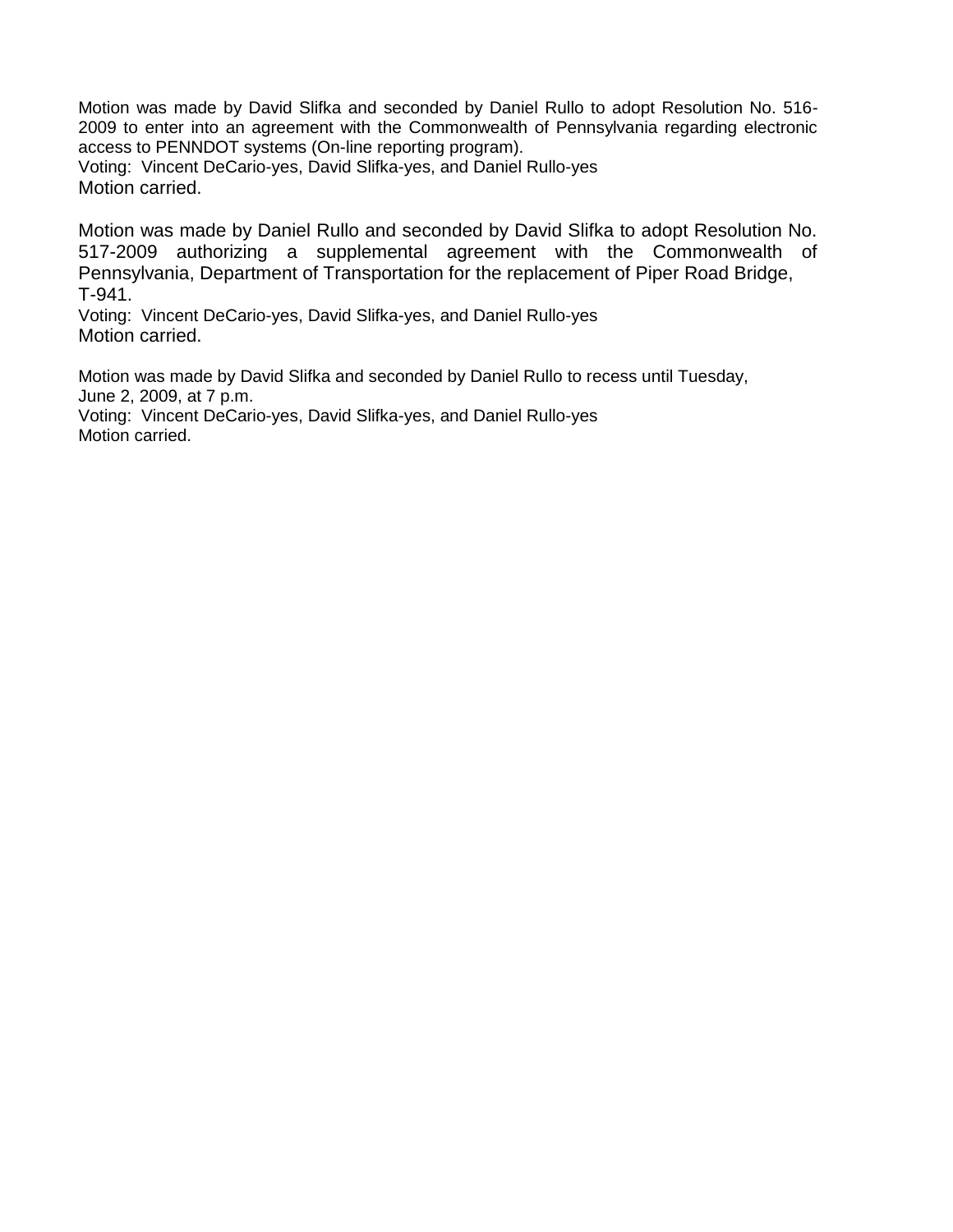Motion was made by David Slifka and seconded by Daniel Rullo to adopt Resolution No. 516-2009 to enter into an agreement with the Commonwealth of Pennsylvania regarding electronic access to PENNDOT systems (On-line reporting program).
Voting: Vincent DeCario-yes, David Slifka-yes, and Daniel Rullo-yes
Motion carried.

Motion was made by Daniel Rullo and seconded by David Slifka to adopt Resolution No. 517-2009 authorizing a supplemental agreement with the Commonwealth of Pennsylvania, Department of Transportation for the replacement of Piper Road Bridge, T-941.
Voting: Vincent DeCario-yes, David Slifka-yes, and Daniel Rullo-yes
Motion carried.

Motion was made by David Slifka and seconded by Daniel Rullo to recess until Tuesday, June 2, 2009, at 7 p.m.
Voting: Vincent DeCario-yes, David Slifka-yes, and Daniel Rullo-yes
Motion carried.